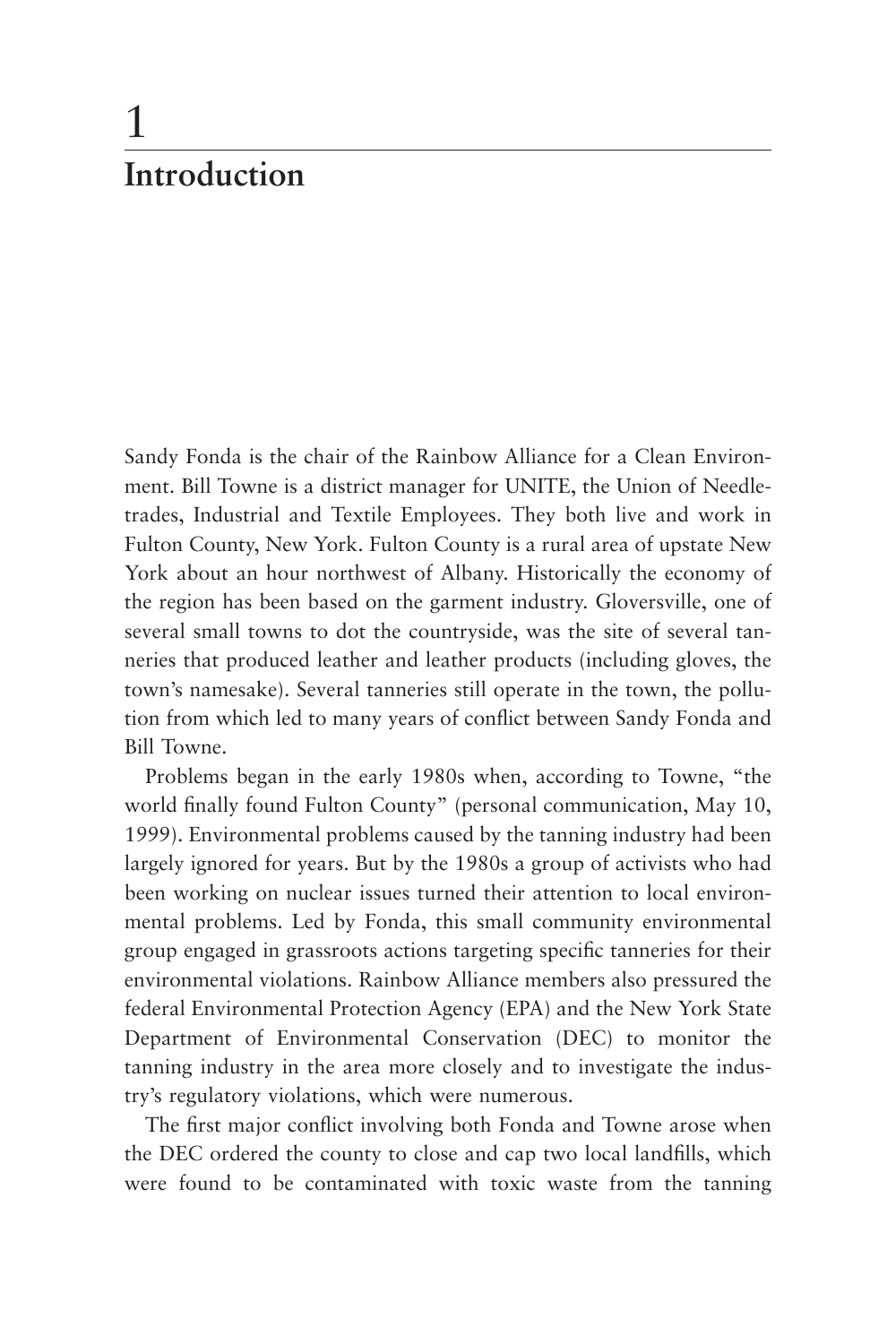# 1 Introduction

Sandy Fonda is the chair of the Rainbow Alliance for a Clean Environment. Bill Towne is a district manager for UNITE, the Union of Needletrades, Industrial and Textile Employees. They both live and work in Fulton County, New York. Fulton County is a rural area of upstate New York about an hour northwest of Albany. Historically the economy of the region has been based on the garment industry. Gloversville, one of several small towns to dot the countryside, was the site of several tanneries that produced leather and leather products (including gloves, the town's namesake). Several tanneries still operate in the town, the pollution from which led to many years of conflict between Sandy Fonda and Bill Towne.

Problems began in the early 1980s when, according to Towne, "the world finally found Fulton County" (personal communication, May 10, 1999). Environmental problems caused by the tanning industry had been largely ignored for years. But by the 1980s a group of activists who had been working on nuclear issues turned their attention to local environmental problems. Led by Fonda, this small community environmental group engaged in grassroots actions targeting specific tanneries for their environmental violations. Rainbow Alliance members also pressured the federal Environmental Protection Agency (EPA) and the New York State Department of Environmental Conservation (DEC) to monitor the tanning industry in the area more closely and to investigate the industry's regulatory violations, which were numerous.

The first major conflict involving both Fonda and Towne arose when the DEC ordered the county to close and cap two local landfills, which were found to be contaminated with toxic waste from the tanning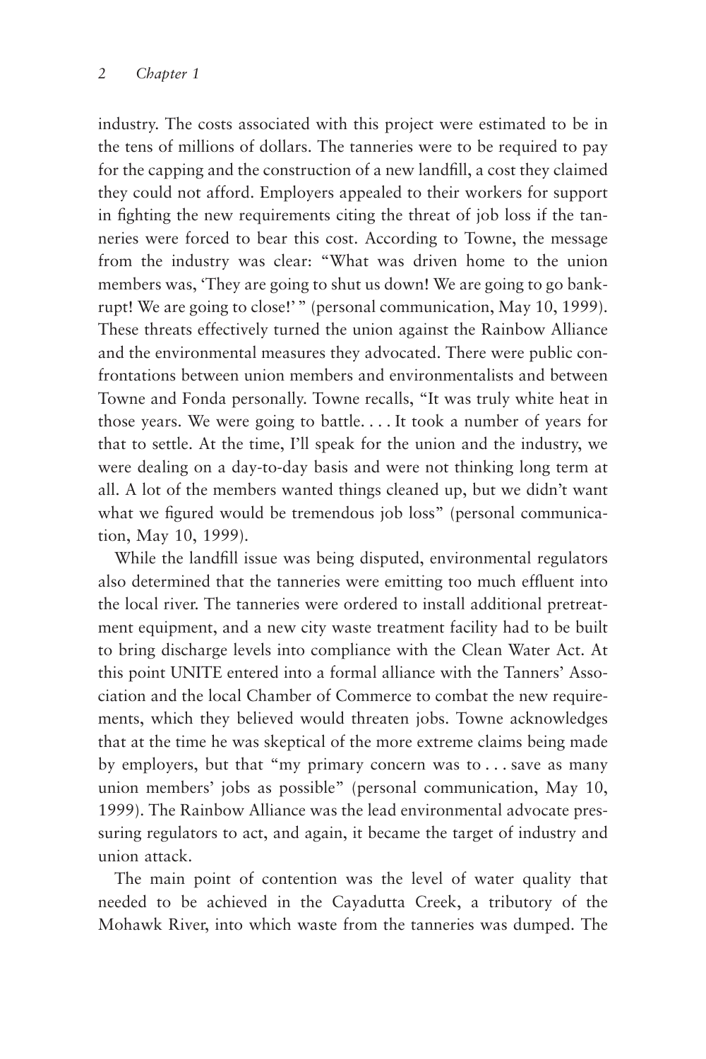industry. The costs associated with this project were estimated to be in the tens of millions of dollars. The tanneries were to be required to pay for the capping and the construction of a new landfill, a cost they claimed they could not afford. Employers appealed to their workers for support in fighting the new requirements citing the threat of job loss if the tanneries were forced to bear this cost. According to Towne, the message from the industry was clear: "What was driven home to the union members was, 'They are going to shut us down! We are going to go bankrupt! We are going to close!' " (personal communication, May 10, 1999). These threats effectively turned the union against the Rainbow Alliance and the environmental measures they advocated. There were public confrontations between union members and environmentalists and between Towne and Fonda personally. Towne recalls, "It was truly white heat in those years. We were going to battle. . . . It took a number of years for that to settle. At the time, I'll speak for the union and the industry, we were dealing on a day-to-day basis and were not thinking long term at all. A lot of the members wanted things cleaned up, but we didn't want what we figured would be tremendous job loss" (personal communication, May 10, 1999).

While the landfill issue was being disputed, environmental regulators also determined that the tanneries were emitting too much effluent into the local river. The tanneries were ordered to install additional pretreatment equipment, and a new city waste treatment facility had to be built to bring discharge levels into compliance with the Clean Water Act. At this point UNITE entered into a formal alliance with the Tanners' Association and the local Chamber of Commerce to combat the new requirements, which they believed would threaten jobs. Towne acknowledges that at the time he was skeptical of the more extreme claims being made by employers, but that "my primary concern was to . . . save as many union members' jobs as possible" (personal communication, May 10, 1999). The Rainbow Alliance was the lead environmental advocate pressuring regulators to act, and again, it became the target of industry and union attack.

The main point of contention was the level of water quality that needed to be achieved in the Cayadutta Creek, a tributory of the Mohawk River, into which waste from the tanneries was dumped. The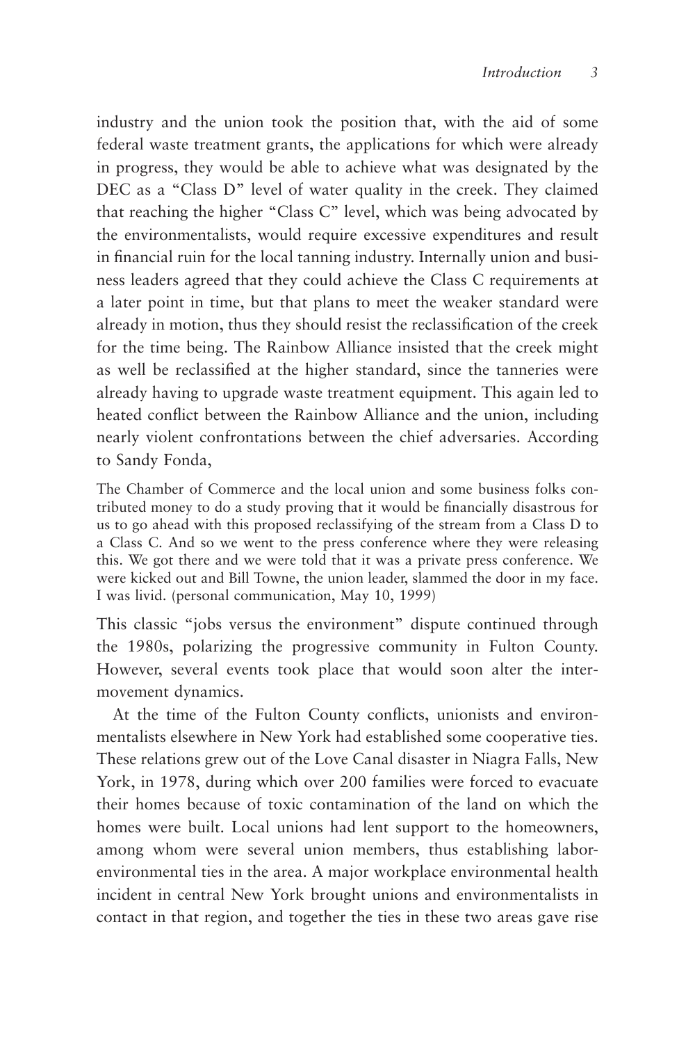industry and the union took the position that, with the aid of some federal waste treatment grants, the applications for which were already in progress, they would be able to achieve what was designated by the DEC as a "Class D" level of water quality in the creek. They claimed that reaching the higher "Class C" level, which was being advocated by the environmentalists, would require excessive expenditures and result in financial ruin for the local tanning industry. Internally union and business leaders agreed that they could achieve the Class C requirements at a later point in time, but that plans to meet the weaker standard were already in motion, thus they should resist the reclassification of the creek for the time being. The Rainbow Alliance insisted that the creek might as well be reclassified at the higher standard, since the tanneries were already having to upgrade waste treatment equipment. This again led to heated conflict between the Rainbow Alliance and the union, including nearly violent confrontations between the chief adversaries. According to Sandy Fonda,

> The Chamber of Commerce and the local union and some business folks contributed money to do a study proving that it would be financially disastrous for us to go ahead with this proposed reclassifying of the stream from a Class D to a Class C. And so we went to the press conference where they were releasing this. We got there and we were told that it was a private press conference. We were kicked out and Bill Towne, the union leader, slammed the door in my face. I was livid. (personal communication, May 10, 1999)

This classic "jobs versus the environment" dispute continued through the 1980s, polarizing the progressive community in Fulton County. However, several events took place that would soon alter the intermovement dynamics.

At the time of the Fulton County conflicts, unionists and environmentalists elsewhere in New York had established some cooperative ties. These relations grew out of the Love Canal disaster in Niagra Falls, New York, in 1978, during which over 200 families were forced to evacuate their homes because of toxic contamination of the land on which the homes were built. Local unions had lent support to the homeowners, among whom were several union members, thus establishing labor-environmental ties in the area. A major workplace environmental health incident in central New York brought unions and environmentalists in contact in that region, and together the ties in these two areas gave rise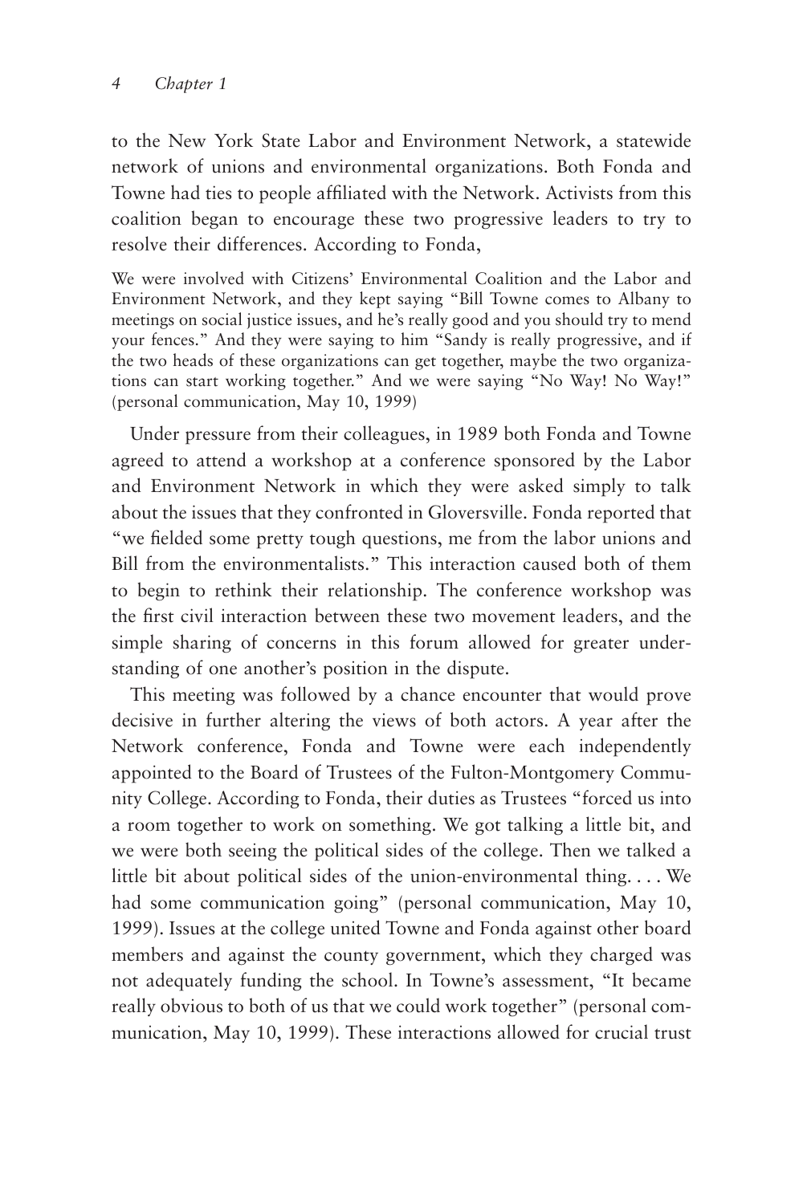to the New York State Labor and Environment Network, a statewide network of unions and environmental organizations. Both Fonda and Towne had ties to people affiliated with the Network. Activists from this coalition began to encourage these two progressive leaders to try to resolve their differences. According to Fonda,

> We were involved with Citizens' Environmental Coalition and the Labor and Environment Network, and they kept saying "Bill Towne comes to Albany to meetings on social justice issues, and he's really good and you should try to mend your fences." And they were saying to him "Sandy is really progressive, and if the two heads of these organizations can get together, maybe the two organizations can start working together." And we were saying "No Way! No Way!" (personal communication, May 10, 1999)

Under pressure from their colleagues, in 1989 both Fonda and Towne agreed to attend a workshop at a conference sponsored by the Labor and Environment Network in which they were asked simply to talk about the issues that they confronted in Gloversville. Fonda reported that "we fielded some pretty tough questions, me from the labor unions and Bill from the environmentalists." This interaction caused both of them to begin to rethink their relationship. The conference workshop was the first civil interaction between these two movement leaders, and the simple sharing of concerns in this forum allowed for greater understanding of one another's position in the dispute.

This meeting was followed by a chance encounter that would prove decisive in further altering the views of both actors. A year after the Network conference, Fonda and Towne were each independently appointed to the Board of Trustees of the Fulton-Montgomery Community College. According to Fonda, their duties as Trustees "forced us into a room together to work on something. We got talking a little bit, and we were both seeing the political sides of the college. Then we talked a little bit about political sides of the union-environmental thing. . . . We had some communication going" (personal communication, May 10, 1999). Issues at the college united Towne and Fonda against other board members and against the county government, which they charged was not adequately funding the school. In Towne's assessment, "It became really obvious to both of us that we could work together" (personal communication, May 10, 1999). These interactions allowed for crucial trust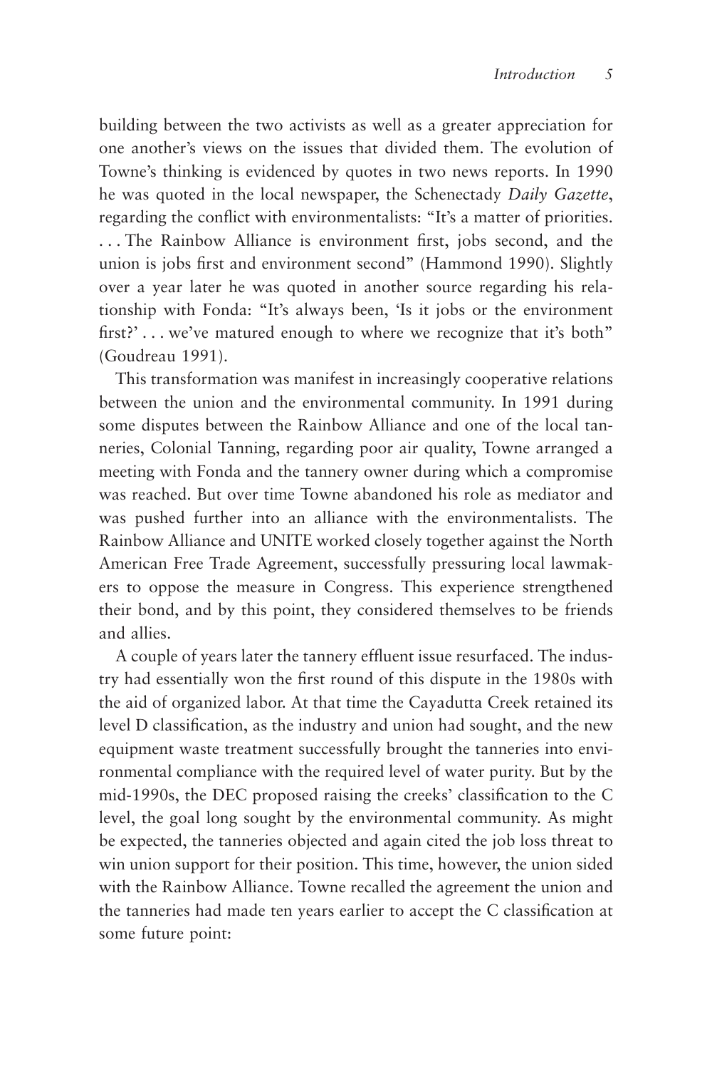building between the two activists as well as a greater appreciation for one another's views on the issues that divided them. The evolution of Towne's thinking is evidenced by quotes in two news reports. In 1990 he was quoted in the local newspaper, the Schenectady *Daily Gazette*, regarding the conflict with environmentalists: "It's a matter of priorities. . . . The Rainbow Alliance is environment first, jobs second, and the union is jobs first and environment second" (Hammond 1990). Slightly over a year later he was quoted in another source regarding his relationship with Fonda: "It's always been, 'Is it jobs or the environment first?' . . . we've matured enough to where we recognize that it's both" (Goudreau 1991).

This transformation was manifest in increasingly cooperative relations between the union and the environmental community. In 1991 during some disputes between the Rainbow Alliance and one of the local tanneries, Colonial Tanning, regarding poor air quality, Towne arranged a meeting with Fonda and the tannery owner during which a compromise was reached. But over time Towne abandoned his role as mediator and was pushed further into an alliance with the environmentalists. The Rainbow Alliance and UNITE worked closely together against the North American Free Trade Agreement, successfully pressuring local lawmakers to oppose the measure in Congress. This experience strengthened their bond, and by this point, they considered themselves to be friends and allies.

A couple of years later the tannery effluent issue resurfaced. The industry had essentially won the first round of this dispute in the 1980s with the aid of organized labor. At that time the Cayadutta Creek retained its level D classification, as the industry and union had sought, and the new equipment waste treatment successfully brought the tanneries into environmental compliance with the required level of water purity. But by the mid-1990s, the DEC proposed raising the creeks' classification to the C level, the goal long sought by the environmental community. As might be expected, the tanneries objected and again cited the job loss threat to win union support for their position. This time, however, the union sided with the Rainbow Alliance. Towne recalled the agreement the union and the tanneries had made ten years earlier to accept the C classification at some future point: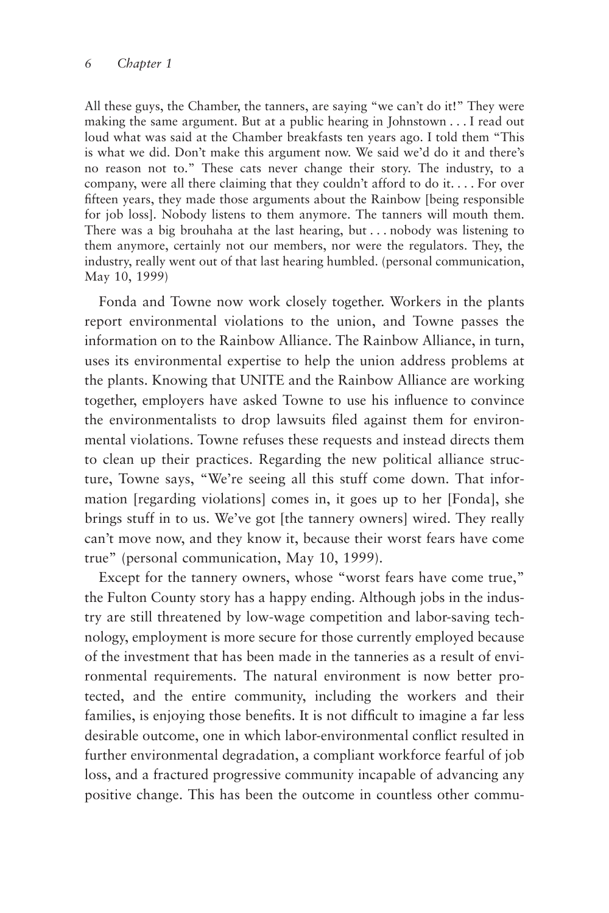All these guys, the Chamber, the tanners, are saying "we can't do it!" They were making the same argument. But at a public hearing in Johnstown . . . I read out loud what was said at the Chamber breakfasts ten years ago. I told them "This is what we did. Don't make this argument now. We said we'd do it and there's no reason not to." These cats never change their story. The industry, to a company, were all there claiming that they couldn't afford to do it. . . . For over fifteen years, they made those arguments about the Rainbow [being responsible for job loss]. Nobody listens to them anymore. The tanners will mouth them. There was a big brouhaha at the last hearing, but . . . nobody was listening to them anymore, certainly not our members, nor were the regulators. They, the industry, really went out of that last hearing humbled. (personal communication, May 10, 1999)

Fonda and Towne now work closely together. Workers in the plants report environmental violations to the union, and Towne passes the information on to the Rainbow Alliance. The Rainbow Alliance, in turn, uses its environmental expertise to help the union address problems at the plants. Knowing that UNITE and the Rainbow Alliance are working together, employers have asked Towne to use his influence to convince the environmentalists to drop lawsuits filed against them for environmental violations. Towne refuses these requests and instead directs them to clean up their practices. Regarding the new political alliance structure, Towne says, "We're seeing all this stuff come down. That information [regarding violations] comes in, it goes up to her [Fonda], she brings stuff in to us. We've got [the tannery owners] wired. They really can't move now, and they know it, because their worst fears have come true" (personal communication, May 10, 1999).

Except for the tannery owners, whose "worst fears have come true," the Fulton County story has a happy ending. Although jobs in the industry are still threatened by low-wage competition and labor-saving technology, employment is more secure for those currently employed because of the investment that has been made in the tanneries as a result of environmental requirements. The natural environment is now better protected, and the entire community, including the workers and their families, is enjoying those benefits. It is not difficult to imagine a far less desirable outcome, one in which labor-environmental conflict resulted in further environmental degradation, a compliant workforce fearful of job loss, and a fractured progressive community incapable of advancing any positive change. This has been the outcome in countless other commu-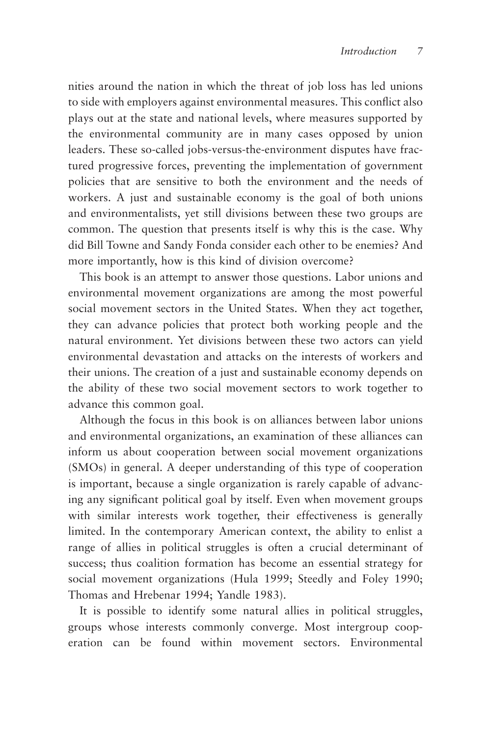nities around the nation in which the threat of job loss has led unions to side with employers against environmental measures. This conflict also plays out at the state and national levels, where measures supported by the environmental community are in many cases opposed by union leaders. These so-called jobs-versus-the-environment disputes have fractured progressive forces, preventing the implementation of government policies that are sensitive to both the environment and the needs of workers. A just and sustainable economy is the goal of both unions and environmentalists, yet still divisions between these two groups are common. The question that presents itself is why this is the case. Why did Bill Towne and Sandy Fonda consider each other to be enemies? And more importantly, how is this kind of division overcome?

This book is an attempt to answer those questions. Labor unions and environmental movement organizations are among the most powerful social movement sectors in the United States. When they act together, they can advance policies that protect both working people and the natural environment. Yet divisions between these two actors can yield environmental devastation and attacks on the interests of workers and their unions. The creation of a just and sustainable economy depends on the ability of these two social movement sectors to work together to advance this common goal.

Although the focus in this book is on alliances between labor unions and environmental organizations, an examination of these alliances can inform us about cooperation between social movement organizations (SMOs) in general. A deeper understanding of this type of cooperation is important, because a single organization is rarely capable of advancing any significant political goal by itself. Even when movement groups with similar interests work together, their effectiveness is generally limited. In the contemporary American context, the ability to enlist a range of allies in political struggles is often a crucial determinant of success; thus coalition formation has become an essential strategy for social movement organizations (Hula 1999; Steedly and Foley 1990; Thomas and Hrebenar 1994; Yandle 1983).

It is possible to identify some natural allies in political struggles, groups whose interests commonly converge. Most intergroup cooperation can be found within movement sectors. Environmental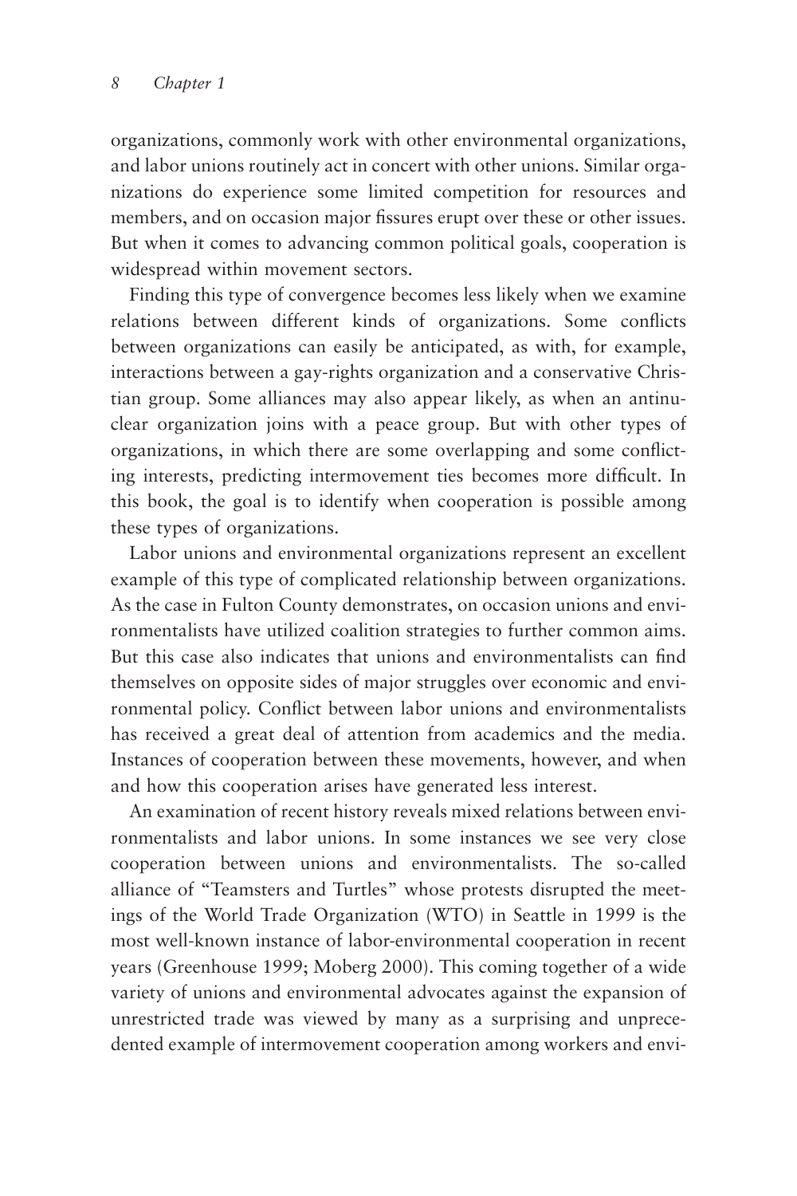organizations, commonly work with other environmental organizations, and labor unions routinely act in concert with other unions. Similar organizations do experience some limited competition for resources and members, and on occasion major fissures erupt over these or other issues. But when it comes to advancing common political goals, cooperation is widespread within movement sectors.

Finding this type of convergence becomes less likely when we examine relations between different kinds of organizations. Some conflicts between organizations can easily be anticipated, as with, for example, interactions between a gay-rights organization and a conservative Christian group. Some alliances may also appear likely, as when an antinuclear organization joins with a peace group. But with other types of organizations, in which there are some overlapping and some conflicting interests, predicting intermovement ties becomes more difficult. In this book, the goal is to identify when cooperation is possible among these types of organizations.

Labor unions and environmental organizations represent an excellent example of this type of complicated relationship between organizations. As the case in Fulton County demonstrates, on occasion unions and environmentalists have utilized coalition strategies to further common aims. But this case also indicates that unions and environmentalists can find themselves on opposite sides of major struggles over economic and environmental policy. Conflict between labor unions and environmentalists has received a great deal of attention from academics and the media. Instances of cooperation between these movements, however, and when and how this cooperation arises have generated less interest.

An examination of recent history reveals mixed relations between environmentalists and labor unions. In some instances we see very close cooperation between unions and environmentalists. The so-called alliance of "Teamsters and Turtles" whose protests disrupted the meetings of the World Trade Organization (WTO) in Seattle in 1999 is the most well-known instance of labor-environmental cooperation in recent years (Greenhouse 1999; Moberg 2000). This coming together of a wide variety of unions and environmental advocates against the expansion of unrestricted trade was viewed by many as a surprising and unprecedented example of intermovement cooperation among workers and envi-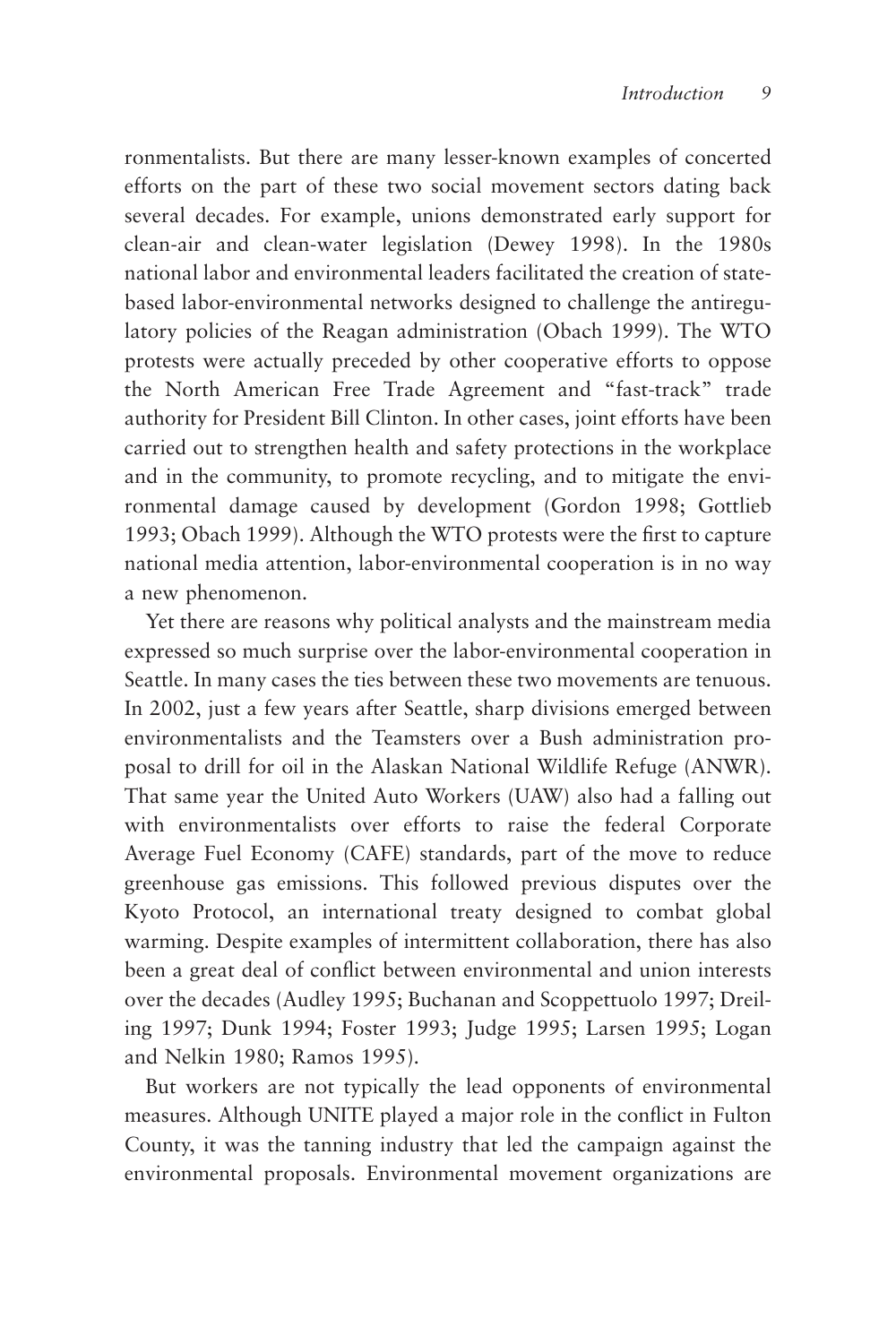ronmentalists. But there are many lesser-known examples of concerted efforts on the part of these two social movement sectors dating back several decades. For example, unions demonstrated early support for clean-air and clean-water legislation (Dewey 1998). In the 1980s national labor and environmental leaders facilitated the creation of state-based labor-environmental networks designed to challenge the antiregulatory policies of the Reagan administration (Obach 1999). The WTO protests were actually preceded by other cooperative efforts to oppose the North American Free Trade Agreement and "fast-track" trade authority for President Bill Clinton. In other cases, joint efforts have been carried out to strengthen health and safety protections in the workplace and in the community, to promote recycling, and to mitigate the environmental damage caused by development (Gordon 1998; Gottlieb 1993; Obach 1999). Although the WTO protests were the first to capture national media attention, labor-environmental cooperation is in no way a new phenomenon.

Yet there are reasons why political analysts and the mainstream media expressed so much surprise over the labor-environmental cooperation in Seattle. In many cases the ties between these two movements are tenuous. In 2002, just a few years after Seattle, sharp divisions emerged between environmentalists and the Teamsters over a Bush administration proposal to drill for oil in the Alaskan National Wildlife Refuge (ANWR). That same year the United Auto Workers (UAW) also had a falling out with environmentalists over efforts to raise the federal Corporate Average Fuel Economy (CAFE) standards, part of the move to reduce greenhouse gas emissions. This followed previous disputes over the Kyoto Protocol, an international treaty designed to combat global warming. Despite examples of intermittent collaboration, there has also been a great deal of conflict between environmental and union interests over the decades (Audley 1995; Buchanan and Scoppettuolo 1997; Dreiling 1997; Dunk 1994; Foster 1993; Judge 1995; Larsen 1995; Logan and Nelkin 1980; Ramos 1995).

But workers are not typically the lead opponents of environmental measures. Although UNITE played a major role in the conflict in Fulton County, it was the tanning industry that led the campaign against the environmental proposals. Environmental movement organizations are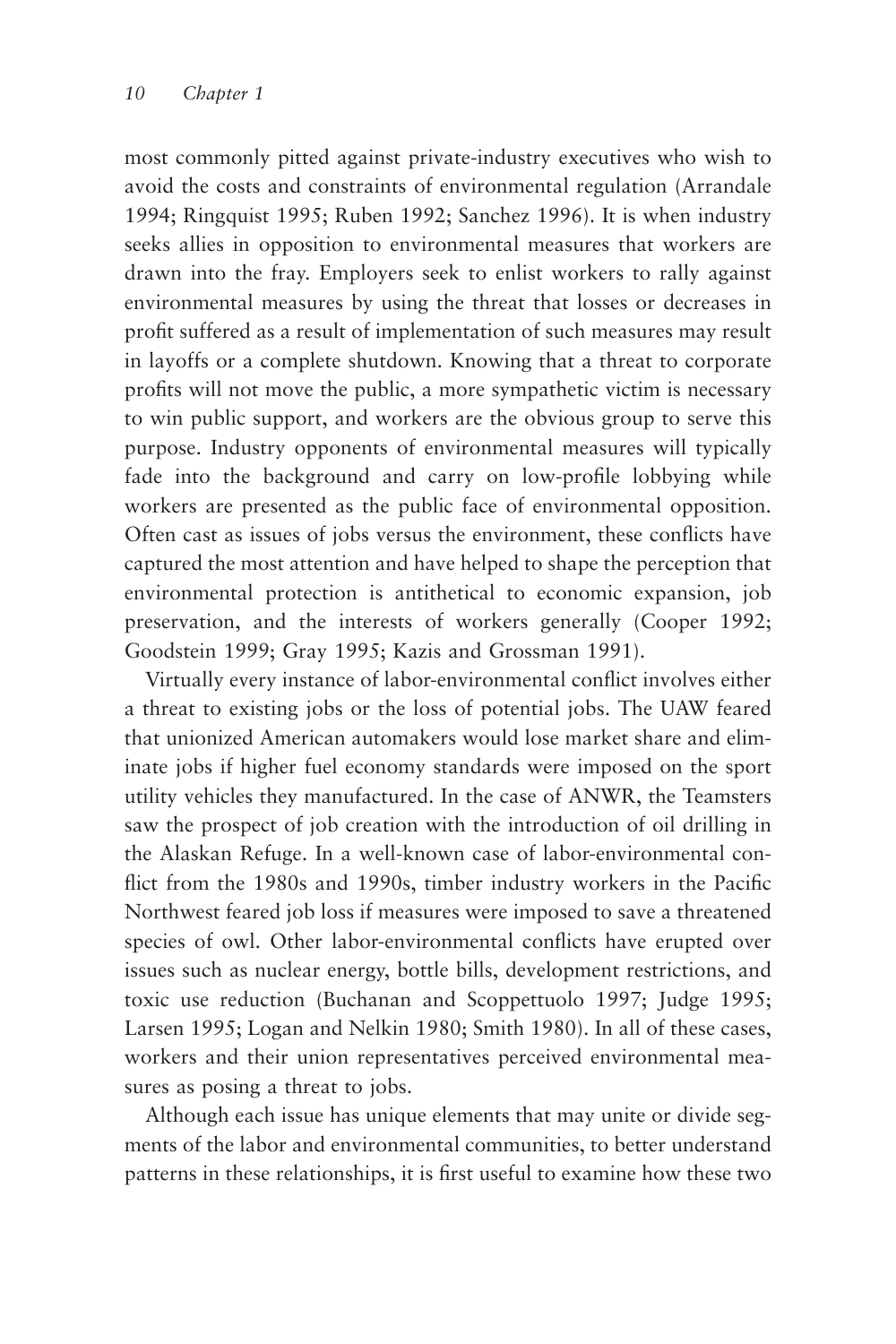most commonly pitted against private-industry executives who wish to avoid the costs and constraints of environmental regulation (Arrandale 1994; Ringquist 1995; Ruben 1992; Sanchez 1996). It is when industry seeks allies in opposition to environmental measures that workers are drawn into the fray. Employers seek to enlist workers to rally against environmental measures by using the threat that losses or decreases in profit suffered as a result of implementation of such measures may result in layoffs or a complete shutdown. Knowing that a threat to corporate profits will not move the public, a more sympathetic victim is necessary to win public support, and workers are the obvious group to serve this purpose. Industry opponents of environmental measures will typically fade into the background and carry on low-profile lobbying while workers are presented as the public face of environmental opposition. Often cast as issues of jobs versus the environment, these conflicts have captured the most attention and have helped to shape the perception that environmental protection is antithetical to economic expansion, job preservation, and the interests of workers generally (Cooper 1992; Goodstein 1999; Gray 1995; Kazis and Grossman 1991).

Virtually every instance of labor-environmental conflict involves either a threat to existing jobs or the loss of potential jobs. The UAW feared that unionized American automakers would lose market share and eliminate jobs if higher fuel economy standards were imposed on the sport utility vehicles they manufactured. In the case of ANWR, the Teamsters saw the prospect of job creation with the introduction of oil drilling in the Alaskan Refuge. In a well-known case of labor-environmental conflict from the 1980s and 1990s, timber industry workers in the Pacific Northwest feared job loss if measures were imposed to save a threatened species of owl. Other labor-environmental conflicts have erupted over issues such as nuclear energy, bottle bills, development restrictions, and toxic use reduction (Buchanan and Scoppettuolo 1997; Judge 1995; Larsen 1995; Logan and Nelkin 1980; Smith 1980). In all of these cases, workers and their union representatives perceived environmental measures as posing a threat to jobs.

Although each issue has unique elements that may unite or divide segments of the labor and environmental communities, to better understand patterns in these relationships, it is first useful to examine how these two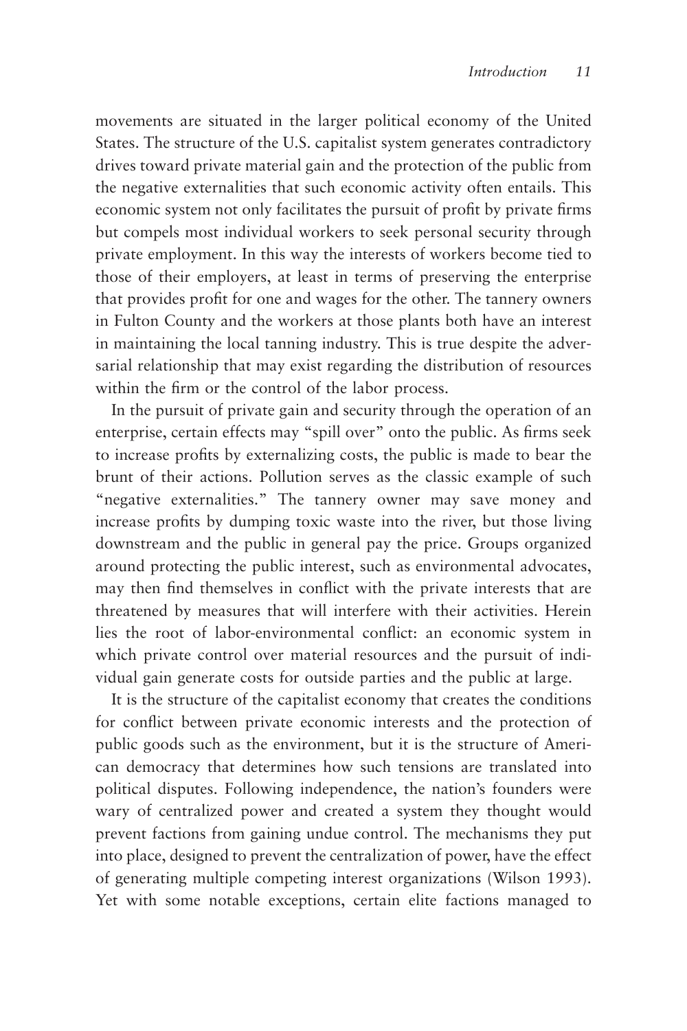movements are situated in the larger political economy of the United States. The structure of the U.S. capitalist system generates contradictory drives toward private material gain and the protection of the public from the negative externalities that such economic activity often entails. This economic system not only facilitates the pursuit of profit by private firms but compels most individual workers to seek personal security through private employment. In this way the interests of workers become tied to those of their employers, at least in terms of preserving the enterprise that provides profit for one and wages for the other. The tannery owners in Fulton County and the workers at those plants both have an interest in maintaining the local tanning industry. This is true despite the adversarial relationship that may exist regarding the distribution of resources within the firm or the control of the labor process.

In the pursuit of private gain and security through the operation of an enterprise, certain effects may "spill over" onto the public. As firms seek to increase profits by externalizing costs, the public is made to bear the brunt of their actions. Pollution serves as the classic example of such "negative externalities." The tannery owner may save money and increase profits by dumping toxic waste into the river, but those living downstream and the public in general pay the price. Groups organized around protecting the public interest, such as environmental advocates, may then find themselves in conflict with the private interests that are threatened by measures that will interfere with their activities. Herein lies the root of labor-environmental conflict: an economic system in which private control over material resources and the pursuit of individual gain generate costs for outside parties and the public at large.

It is the structure of the capitalist economy that creates the conditions for conflict between private economic interests and the protection of public goods such as the environment, but it is the structure of American democracy that determines how such tensions are translated into political disputes. Following independence, the nation's founders were wary of centralized power and created a system they thought would prevent factions from gaining undue control. The mechanisms they put into place, designed to prevent the centralization of power, have the effect of generating multiple competing interest organizations (Wilson 1993). Yet with some notable exceptions, certain elite factions managed to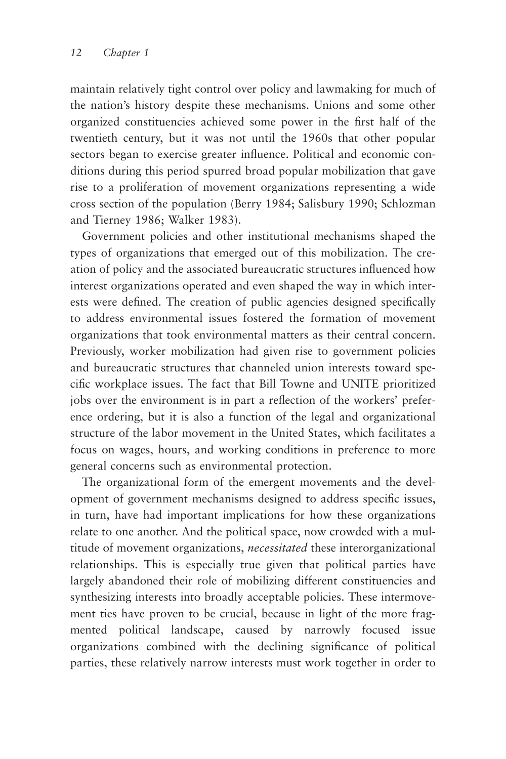maintain relatively tight control over policy and lawmaking for much of the nation's history despite these mechanisms. Unions and some other organized constituencies achieved some power in the first half of the twentieth century, but it was not until the 1960s that other popular sectors began to exercise greater influence. Political and economic conditions during this period spurred broad popular mobilization that gave rise to a proliferation of movement organizations representing a wide cross section of the population (Berry 1984; Salisbury 1990; Schlozman and Tierney 1986; Walker 1983).

Government policies and other institutional mechanisms shaped the types of organizations that emerged out of this mobilization. The creation of policy and the associated bureaucratic structures influenced how interest organizations operated and even shaped the way in which interests were defined. The creation of public agencies designed specifically to address environmental issues fostered the formation of movement organizations that took environmental matters as their central concern. Previously, worker mobilization had given rise to government policies and bureaucratic structures that channeled union interests toward specific workplace issues. The fact that Bill Towne and UNITE prioritized jobs over the environment is in part a reflection of the workers' preference ordering, but it is also a function of the legal and organizational structure of the labor movement in the United States, which facilitates a focus on wages, hours, and working conditions in preference to more general concerns such as environmental protection.

The organizational form of the emergent movements and the development of government mechanisms designed to address specific issues, in turn, have had important implications for how these organizations relate to one another. And the political space, now crowded with a multitude of movement organizations, *necessitated* these interorganizational relationships. This is especially true given that political parties have largely abandoned their role of mobilizing different constituencies and synthesizing interests into broadly acceptable policies. These intermovement ties have proven to be crucial, because in light of the more fragmented political landscape, caused by narrowly focused issue organizations combined with the declining significance of political parties, these relatively narrow interests must work together in order to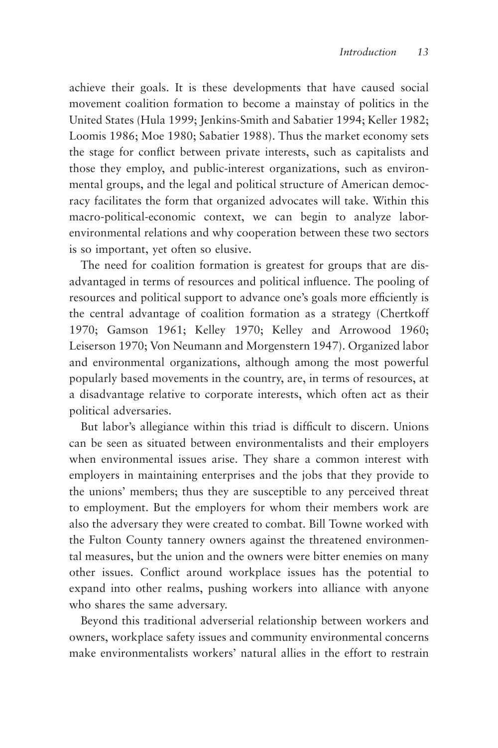achieve their goals. It is these developments that have caused social movement coalition formation to become a mainstay of politics in the United States (Hula 1999; Jenkins-Smith and Sabatier 1994; Keller 1982; Loomis 1986; Moe 1980; Sabatier 1988). Thus the market economy sets the stage for conflict between private interests, such as capitalists and those they employ, and public-interest organizations, such as environmental groups, and the legal and political structure of American democracy facilitates the form that organized advocates will take. Within this macro-political-economic context, we can begin to analyze labor-environmental relations and why cooperation between these two sectors is so important, yet often so elusive.

The need for coalition formation is greatest for groups that are disadvantaged in terms of resources and political influence. The pooling of resources and political support to advance one's goals more efficiently is the central advantage of coalition formation as a strategy (Chertkoff 1970; Gamson 1961; Kelley 1970; Kelley and Arrowood 1960; Leiserson 1970; Von Neumann and Morgenstern 1947). Organized labor and environmental organizations, although among the most powerful popularly based movements in the country, are, in terms of resources, at a disadvantage relative to corporate interests, which often act as their political adversaries.

But labor's allegiance within this triad is difficult to discern. Unions can be seen as situated between environmentalists and their employers when environmental issues arise. They share a common interest with employers in maintaining enterprises and the jobs that they provide to the unions' members; thus they are susceptible to any perceived threat to employment. But the employers for whom their members work are also the adversary they were created to combat. Bill Towne worked with the Fulton County tannery owners against the threatened environmental measures, but the union and the owners were bitter enemies on many other issues. Conflict around workplace issues has the potential to expand into other realms, pushing workers into alliance with anyone who shares the same adversary.

Beyond this traditional adverserial relationship between workers and owners, workplace safety issues and community environmental concerns make environmentalists workers' natural allies in the effort to restrain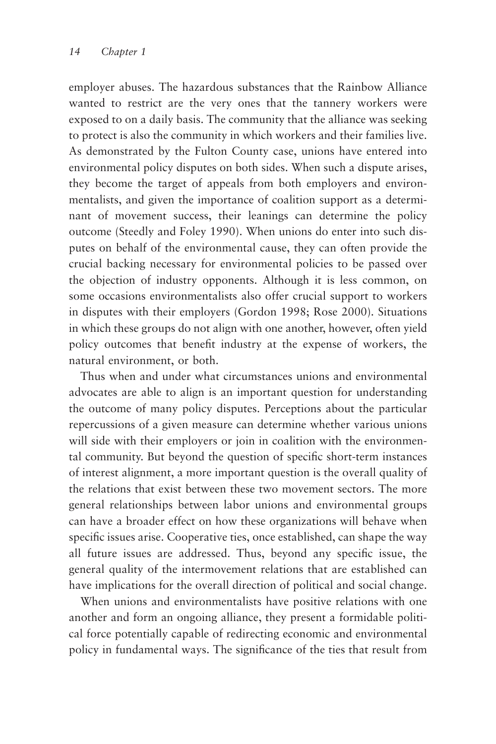employer abuses. The hazardous substances that the Rainbow Alliance wanted to restrict are the very ones that the tannery workers were exposed to on a daily basis. The community that the alliance was seeking to protect is also the community in which workers and their families live. As demonstrated by the Fulton County case, unions have entered into environmental policy disputes on both sides. When such a dispute arises, they become the target of appeals from both employers and environmentalists, and given the importance of coalition support as a determinant of movement success, their leanings can determine the policy outcome (Steedly and Foley 1990). When unions do enter into such disputes on behalf of the environmental cause, they can often provide the crucial backing necessary for environmental policies to be passed over the objection of industry opponents. Although it is less common, on some occasions environmentalists also offer crucial support to workers in disputes with their employers (Gordon 1998; Rose 2000). Situations in which these groups do not align with one another, however, often yield policy outcomes that benefit industry at the expense of workers, the natural environment, or both.

Thus when and under what circumstances unions and environmental advocates are able to align is an important question for understanding the outcome of many policy disputes. Perceptions about the particular repercussions of a given measure can determine whether various unions will side with their employers or join in coalition with the environmental community. But beyond the question of specific short-term instances of interest alignment, a more important question is the overall quality of the relations that exist between these two movement sectors. The more general relationships between labor unions and environmental groups can have a broader effect on how these organizations will behave when specific issues arise. Cooperative ties, once established, can shape the way all future issues are addressed. Thus, beyond any specific issue, the general quality of the intermovement relations that are established can have implications for the overall direction of political and social change.

When unions and environmentalists have positive relations with one another and form an ongoing alliance, they present a formidable political force potentially capable of redirecting economic and environmental policy in fundamental ways. The significance of the ties that result from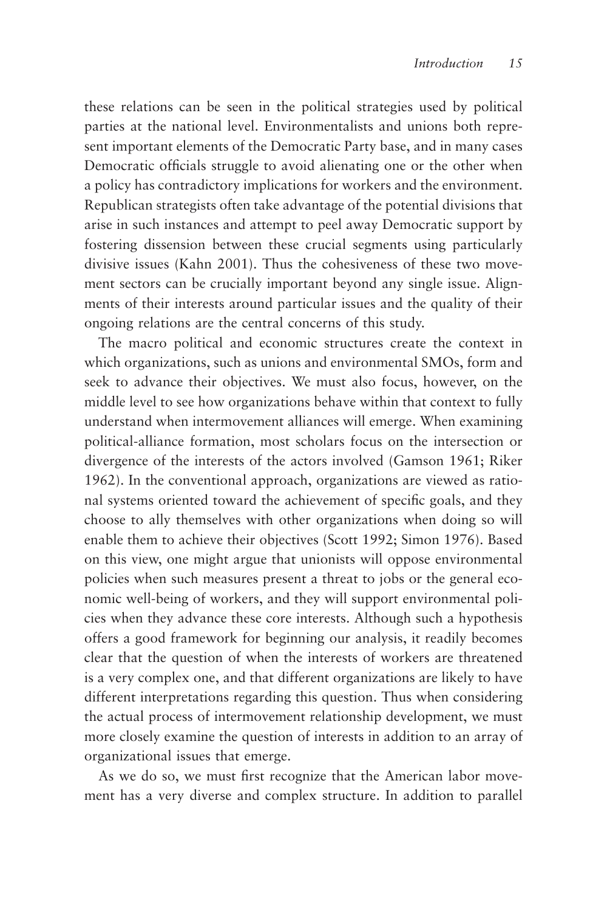these relations can be seen in the political strategies used by political parties at the national level. Environmentalists and unions both represent important elements of the Democratic Party base, and in many cases Democratic officials struggle to avoid alienating one or the other when a policy has contradictory implications for workers and the environment. Republican strategists often take advantage of the potential divisions that arise in such instances and attempt to peel away Democratic support by fostering dissension between these crucial segments using particularly divisive issues (Kahn 2001). Thus the cohesiveness of these two movement sectors can be crucially important beyond any single issue. Alignments of their interests around particular issues and the quality of their ongoing relations are the central concerns of this study.

The macro political and economic structures create the context in which organizations, such as unions and environmental SMOs, form and seek to advance their objectives. We must also focus, however, on the middle level to see how organizations behave within that context to fully understand when intermovement alliances will emerge. When examining political-alliance formation, most scholars focus on the intersection or divergence of the interests of the actors involved (Gamson 1961; Riker 1962). In the conventional approach, organizations are viewed as rational systems oriented toward the achievement of specific goals, and they choose to ally themselves with other organizations when doing so will enable them to achieve their objectives (Scott 1992; Simon 1976). Based on this view, one might argue that unionists will oppose environmental policies when such measures present a threat to jobs or the general economic well-being of workers, and they will support environmental policies when they advance these core interests. Although such a hypothesis offers a good framework for beginning our analysis, it readily becomes clear that the question of when the interests of workers are threatened is a very complex one, and that different organizations are likely to have different interpretations regarding this question. Thus when considering the actual process of intermovement relationship development, we must more closely examine the question of interests in addition to an array of organizational issues that emerge.

As we do so, we must first recognize that the American labor movement has a very diverse and complex structure. In addition to parallel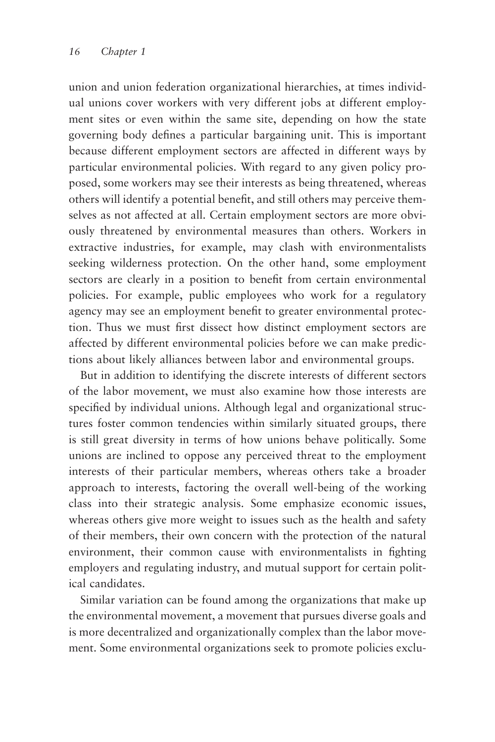union and union federation organizational hierarchies, at times individual unions cover workers with very different jobs at different employment sites or even within the same site, depending on how the state governing body defines a particular bargaining unit. This is important because different employment sectors are affected in different ways by particular environmental policies. With regard to any given policy proposed, some workers may see their interests as being threatened, whereas others will identify a potential benefit, and still others may perceive themselves as not affected at all. Certain employment sectors are more obviously threatened by environmental measures than others. Workers in extractive industries, for example, may clash with environmentalists seeking wilderness protection. On the other hand, some employment sectors are clearly in a position to benefit from certain environmental policies. For example, public employees who work for a regulatory agency may see an employment benefit to greater environmental protection. Thus we must first dissect how distinct employment sectors are affected by different environmental policies before we can make predictions about likely alliances between labor and environmental groups.

But in addition to identifying the discrete interests of different sectors of the labor movement, we must also examine how those interests are specified by individual unions. Although legal and organizational structures foster common tendencies within similarly situated groups, there is still great diversity in terms of how unions behave politically. Some unions are inclined to oppose any perceived threat to the employment interests of their particular members, whereas others take a broader approach to interests, factoring the overall well-being of the working class into their strategic analysis. Some emphasize economic issues, whereas others give more weight to issues such as the health and safety of their members, their own concern with the protection of the natural environment, their common cause with environmentalists in fighting employers and regulating industry, and mutual support for certain political candidates.

Similar variation can be found among the organizations that make up the environmental movement, a movement that pursues diverse goals and is more decentralized and organizationally complex than the labor movement. Some environmental organizations seek to promote policies exclu-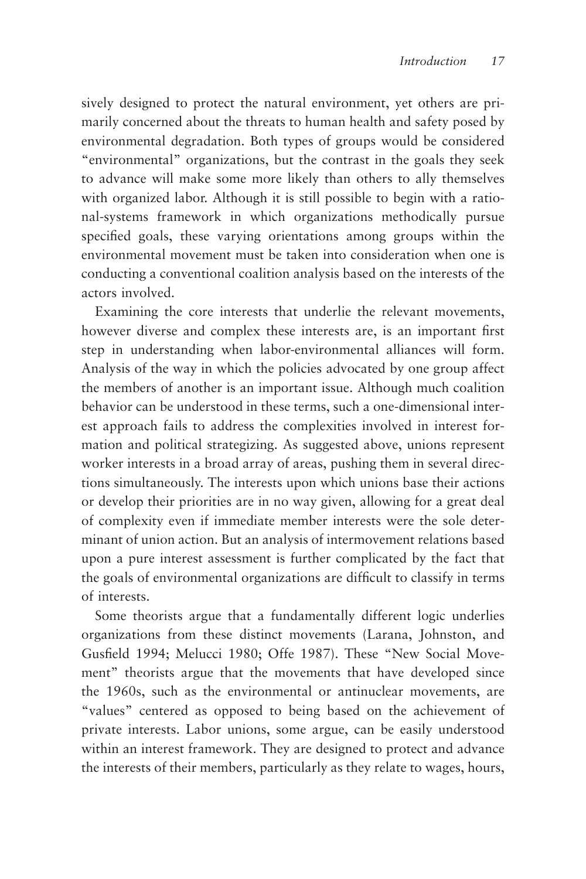sively designed to protect the natural environment, yet others are primarily concerned about the threats to human health and safety posed by environmental degradation. Both types of groups would be considered "environmental" organizations, but the contrast in the goals they seek to advance will make some more likely than others to ally themselves with organized labor. Although it is still possible to begin with a rational-systems framework in which organizations methodically pursue specified goals, these varying orientations among groups within the environmental movement must be taken into consideration when one is conducting a conventional coalition analysis based on the interests of the actors involved.

Examining the core interests that underlie the relevant movements, however diverse and complex these interests are, is an important first step in understanding when labor-environmental alliances will form. Analysis of the way in which the policies advocated by one group affect the members of another is an important issue. Although much coalition behavior can be understood in these terms, such a one-dimensional interest approach fails to address the complexities involved in interest formation and political strategizing. As suggested above, unions represent worker interests in a broad array of areas, pushing them in several directions simultaneously. The interests upon which unions base their actions or develop their priorities are in no way given, allowing for a great deal of complexity even if immediate member interests were the sole determinant of union action. But an analysis of intermovement relations based upon a pure interest assessment is further complicated by the fact that the goals of environmental organizations are difficult to classify in terms of interests.

Some theorists argue that a fundamentally different logic underlies organizations from these distinct movements (Larana, Johnston, and Gusfield 1994; Melucci 1980; Offe 1987). These "New Social Movement" theorists argue that the movements that have developed since the 1960s, such as the environmental or antinuclear movements, are "values" centered as opposed to being based on the achievement of private interests. Labor unions, some argue, can be easily understood within an interest framework. They are designed to protect and advance the interests of their members, particularly as they relate to wages, hours,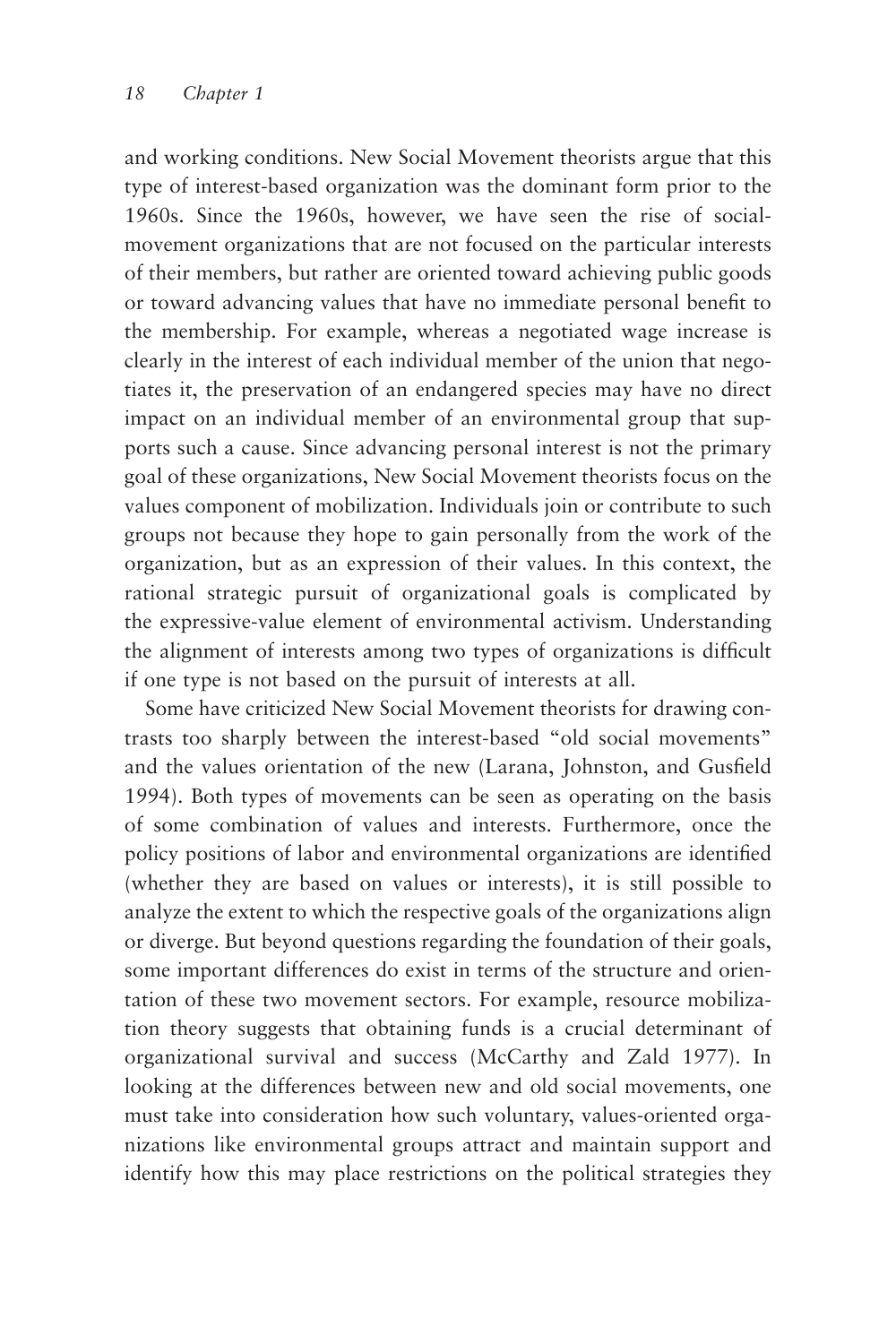and working conditions. New Social Movement theorists argue that this type of interest-based organization was the dominant form prior to the 1960s. Since the 1960s, however, we have seen the rise of social-movement organizations that are not focused on the particular interests of their members, but rather are oriented toward achieving public goods or toward advancing values that have no immediate personal benefit to the membership. For example, whereas a negotiated wage increase is clearly in the interest of each individual member of the union that negotiates it, the preservation of an endangered species may have no direct impact on an individual member of an environmental group that supports such a cause. Since advancing personal interest is not the primary goal of these organizations, New Social Movement theorists focus on the values component of mobilization. Individuals join or contribute to such groups not because they hope to gain personally from the work of the organization, but as an expression of their values. In this context, the rational strategic pursuit of organizational goals is complicated by the expressive-value element of environmental activism. Understanding the alignment of interests among two types of organizations is difficult if one type is not based on the pursuit of interests at all.

Some have criticized New Social Movement theorists for drawing contrasts too sharply between the interest-based "old social movements" and the values orientation of the new (Larana, Johnston, and Gusfield 1994). Both types of movements can be seen as operating on the basis of some combination of values and interests. Furthermore, once the policy positions of labor and environmental organizations are identified (whether they are based on values or interests), it is still possible to analyze the extent to which the respective goals of the organizations align or diverge. But beyond questions regarding the foundation of their goals, some important differences do exist in terms of the structure and orientation of these two movement sectors. For example, resource mobilization theory suggests that obtaining funds is a crucial determinant of organizational survival and success (McCarthy and Zald 1977). In looking at the differences between new and old social movements, one must take into consideration how such voluntary, values-oriented organizations like environmental groups attract and maintain support and identify how this may place restrictions on the political strategies they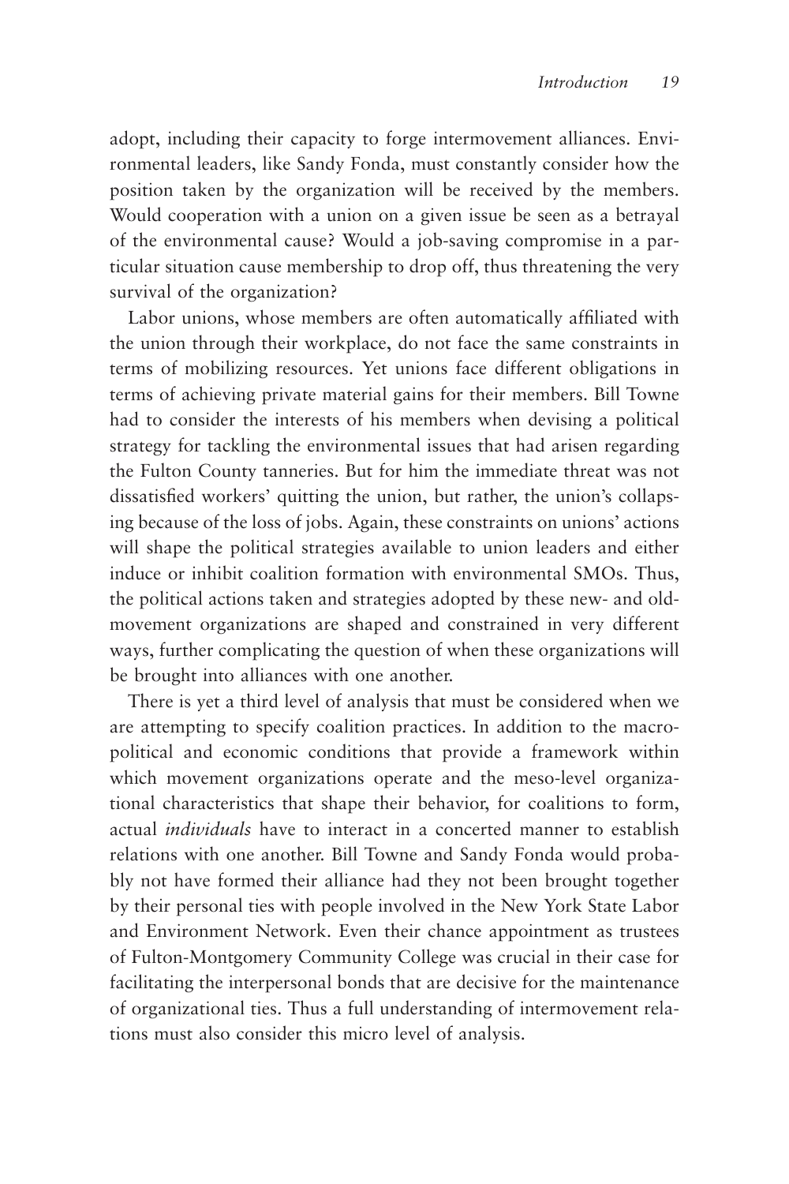adopt, including their capacity to forge intermovement alliances. Environmental leaders, like Sandy Fonda, must constantly consider how the position taken by the organization will be received by the members. Would cooperation with a union on a given issue be seen as a betrayal of the environmental cause? Would a job-saving compromise in a particular situation cause membership to drop off, thus threatening the very survival of the organization?

Labor unions, whose members are often automatically affiliated with the union through their workplace, do not face the same constraints in terms of mobilizing resources. Yet unions face different obligations in terms of achieving private material gains for their members. Bill Towne had to consider the interests of his members when devising a political strategy for tackling the environmental issues that had arisen regarding the Fulton County tanneries. But for him the immediate threat was not dissatisfied workers' quitting the union, but rather, the union's collapsing because of the loss of jobs. Again, these constraints on unions' actions will shape the political strategies available to union leaders and either induce or inhibit coalition formation with environmental SMOs. Thus, the political actions taken and strategies adopted by these new- and old-movement organizations are shaped and constrained in very different ways, further complicating the question of when these organizations will be brought into alliances with one another.

There is yet a third level of analysis that must be considered when we are attempting to specify coalition practices. In addition to the macro-political and economic conditions that provide a framework within which movement organizations operate and the meso-level organizational characteristics that shape their behavior, for coalitions to form, actual *individuals* have to interact in a concerted manner to establish relations with one another. Bill Towne and Sandy Fonda would probably not have formed their alliance had they not been brought together by their personal ties with people involved in the New York State Labor and Environment Network. Even their chance appointment as trustees of Fulton-Montgomery Community College was crucial in their case for facilitating the interpersonal bonds that are decisive for the maintenance of organizational ties. Thus a full understanding of intermovement relations must also consider this micro level of analysis.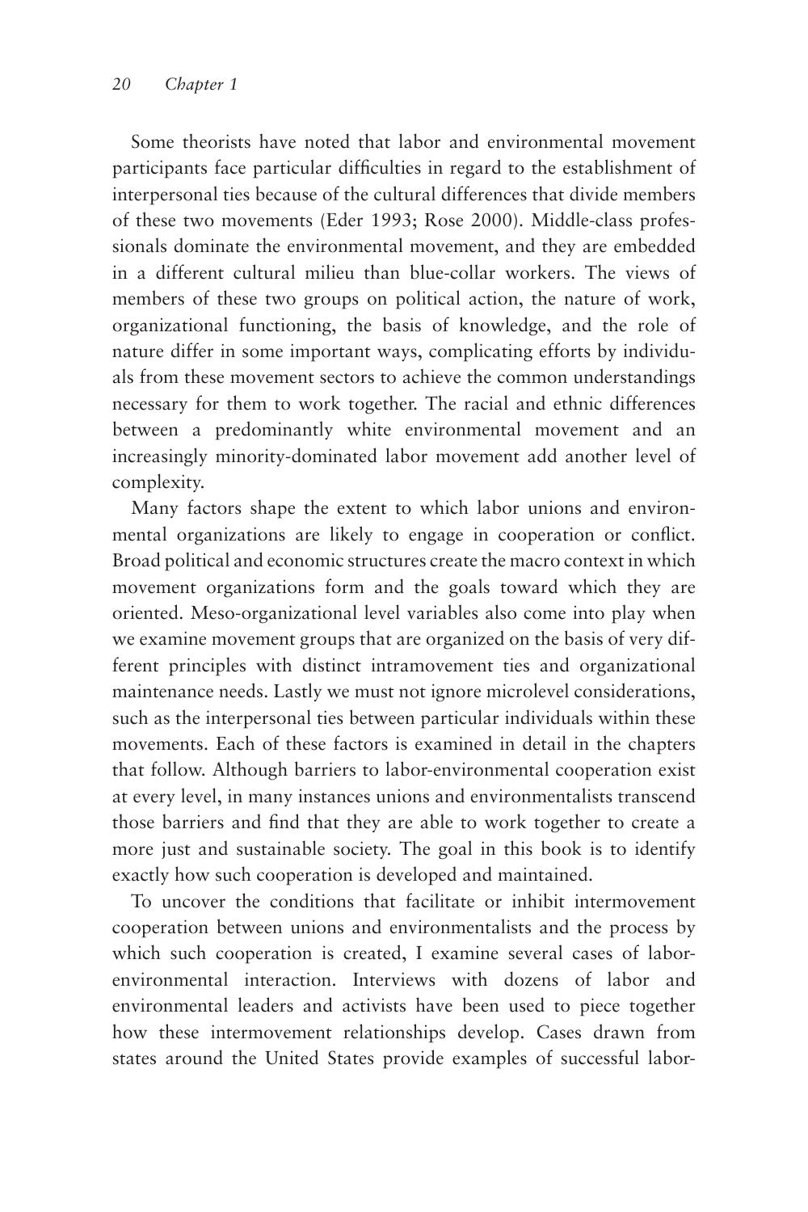Some theorists have noted that labor and environmental movement participants face particular difficulties in regard to the establishment of interpersonal ties because of the cultural differences that divide members of these two movements (Eder 1993; Rose 2000). Middle-class professionals dominate the environmental movement, and they are embedded in a different cultural milieu than blue-collar workers. The views of members of these two groups on political action, the nature of work, organizational functioning, the basis of knowledge, and the role of nature differ in some important ways, complicating efforts by individuals from these movement sectors to achieve the common understandings necessary for them to work together. The racial and ethnic differences between a predominantly white environmental movement and an increasingly minority-dominated labor movement add another level of complexity.

Many factors shape the extent to which labor unions and environmental organizations are likely to engage in cooperation or conflict. Broad political and economic structures create the macro context in which movement organizations form and the goals toward which they are oriented. Meso-organizational level variables also come into play when we examine movement groups that are organized on the basis of very different principles with distinct intramovement ties and organizational maintenance needs. Lastly we must not ignore microlevel considerations, such as the interpersonal ties between particular individuals within these movements. Each of these factors is examined in detail in the chapters that follow. Although barriers to labor-environmental cooperation exist at every level, in many instances unions and environmentalists transcend those barriers and find that they are able to work together to create a more just and sustainable society. The goal in this book is to identify exactly how such cooperation is developed and maintained.

To uncover the conditions that facilitate or inhibit intermovement cooperation between unions and environmentalists and the process by which such cooperation is created, I examine several cases of labor-environmental interaction. Interviews with dozens of labor and environmental leaders and activists have been used to piece together how these intermovement relationships develop. Cases drawn from states around the United States provide examples of successful labor-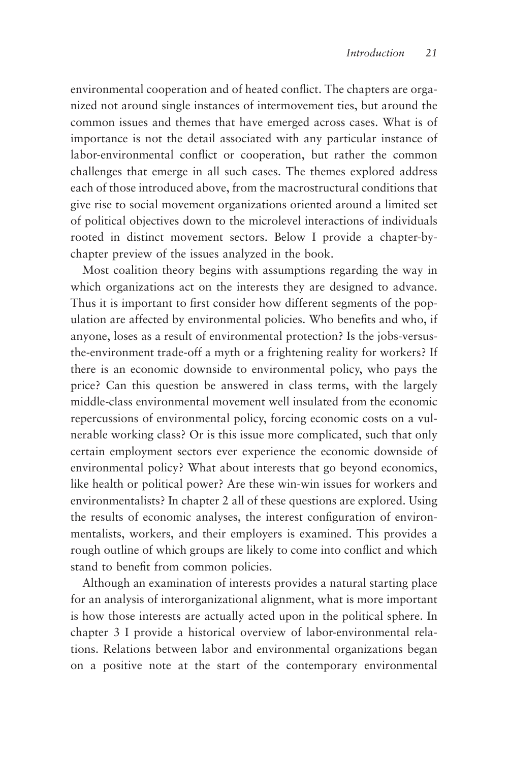environmental cooperation and of heated conflict. The chapters are organized not around single instances of intermovement ties, but around the common issues and themes that have emerged across cases. What is of importance is not the detail associated with any particular instance of labor-environmental conflict or cooperation, but rather the common challenges that emerge in all such cases. The themes explored address each of those introduced above, from the macrostructural conditions that give rise to social movement organizations oriented around a limited set of political objectives down to the microlevel interactions of individuals rooted in distinct movement sectors. Below I provide a chapter-by-chapter preview of the issues analyzed in the book.

Most coalition theory begins with assumptions regarding the way in which organizations act on the interests they are designed to advance. Thus it is important to first consider how different segments of the population are affected by environmental policies. Who benefits and who, if anyone, loses as a result of environmental protection? Is the jobs-versus-the-environment trade-off a myth or a frightening reality for workers? If there is an economic downside to environmental policy, who pays the price? Can this question be answered in class terms, with the largely middle-class environmental movement well insulated from the economic repercussions of environmental policy, forcing economic costs on a vulnerable working class? Or is this issue more complicated, such that only certain employment sectors ever experience the economic downside of environmental policy? What about interests that go beyond economics, like health or political power? Are these win-win issues for workers and environmentalists? In chapter 2 all of these questions are explored. Using the results of economic analyses, the interest configuration of environmentalists, workers, and their employers is examined. This provides a rough outline of which groups are likely to come into conflict and which stand to benefit from common policies.

Although an examination of interests provides a natural starting place for an analysis of interorganizational alignment, what is more important is how those interests are actually acted upon in the political sphere. In chapter 3 I provide a historical overview of labor-environmental relations. Relations between labor and environmental organizations began on a positive note at the start of the contemporary environmental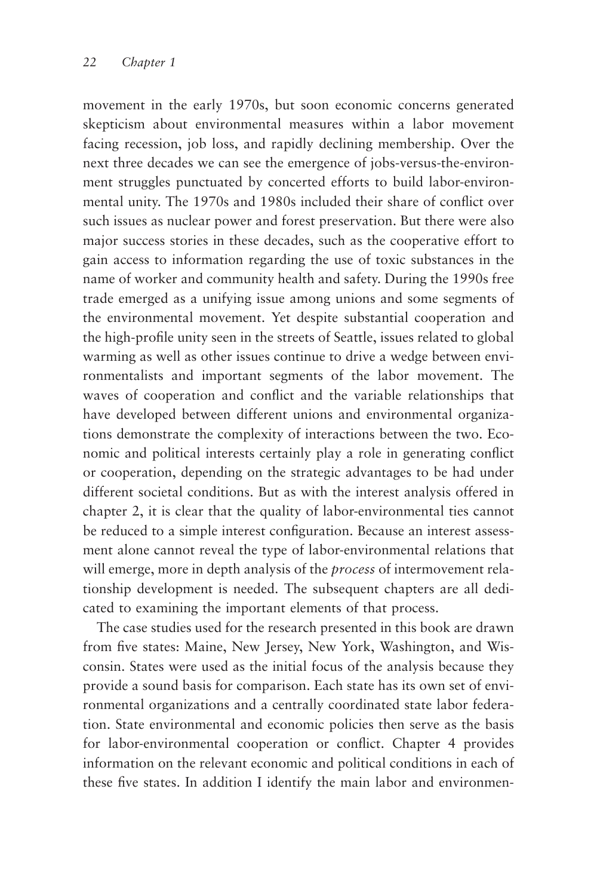movement in the early 1970s, but soon economic concerns generated skepticism about environmental measures within a labor movement facing recession, job loss, and rapidly declining membership. Over the next three decades we can see the emergence of jobs-versus-the-environment struggles punctuated by concerted efforts to build labor-environmental unity. The 1970s and 1980s included their share of conflict over such issues as nuclear power and forest preservation. But there were also major success stories in these decades, such as the cooperative effort to gain access to information regarding the use of toxic substances in the name of worker and community health and safety. During the 1990s free trade emerged as a unifying issue among unions and some segments of the environmental movement. Yet despite substantial cooperation and the high-profile unity seen in the streets of Seattle, issues related to global warming as well as other issues continue to drive a wedge between environmentalists and important segments of the labor movement. The waves of cooperation and conflict and the variable relationships that have developed between different unions and environmental organizations demonstrate the complexity of interactions between the two. Economic and political interests certainly play a role in generating conflict or cooperation, depending on the strategic advantages to be had under different societal conditions. But as with the interest analysis offered in chapter 2, it is clear that the quality of labor-environmental ties cannot be reduced to a simple interest configuration. Because an interest assessment alone cannot reveal the type of labor-environmental relations that will emerge, more in depth analysis of the *process* of intermovement relationship development is needed. The subsequent chapters are all dedicated to examining the important elements of that process.

The case studies used for the research presented in this book are drawn from five states: Maine, New Jersey, New York, Washington, and Wisconsin. States were used as the initial focus of the analysis because they provide a sound basis for comparison. Each state has its own set of environmental organizations and a centrally coordinated state labor federation. State environmental and economic policies then serve as the basis for labor-environmental cooperation or conflict. Chapter 4 provides information on the relevant economic and political conditions in each of these five states. In addition I identify the main labor and environmen-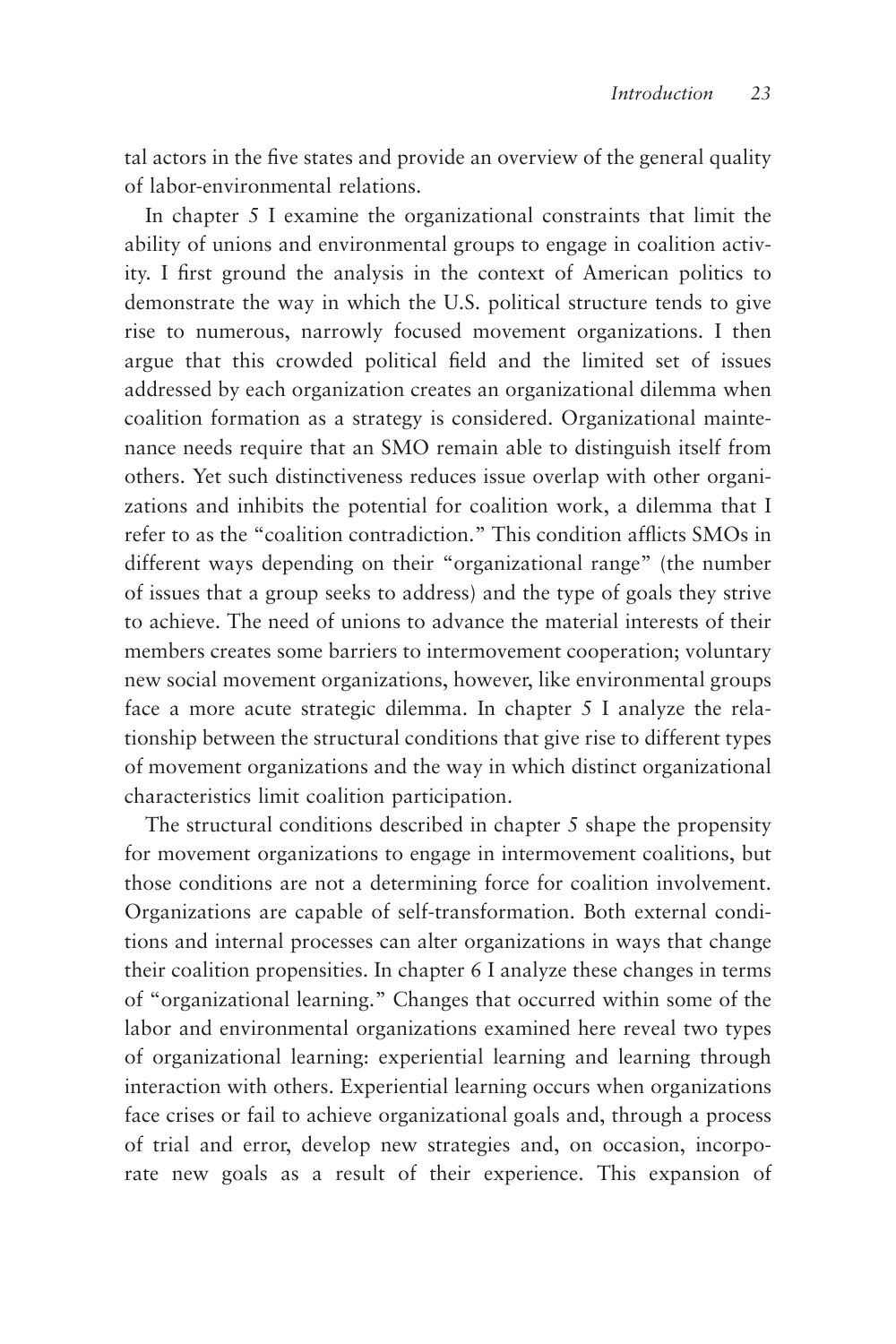tal actors in the five states and provide an overview of the general quality of labor-environmental relations.

In chapter 5 I examine the organizational constraints that limit the ability of unions and environmental groups to engage in coalition activity. I first ground the analysis in the context of American politics to demonstrate the way in which the U.S. political structure tends to give rise to numerous, narrowly focused movement organizations. I then argue that this crowded political field and the limited set of issues addressed by each organization creates an organizational dilemma when coalition formation as a strategy is considered. Organizational maintenance needs require that an SMO remain able to distinguish itself from others. Yet such distinctiveness reduces issue overlap with other organizations and inhibits the potential for coalition work, a dilemma that I refer to as the "coalition contradiction." This condition afflicts SMOs in different ways depending on their "organizational range" (the number of issues that a group seeks to address) and the type of goals they strive to achieve. The need of unions to advance the material interests of their members creates some barriers to intermovement cooperation; voluntary new social movement organizations, however, like environmental groups face a more acute strategic dilemma. In chapter 5 I analyze the relationship between the structural conditions that give rise to different types of movement organizations and the way in which distinct organizational characteristics limit coalition participation.

The structural conditions described in chapter 5 shape the propensity for movement organizations to engage in intermovement coalitions, but those conditions are not a determining force for coalition involvement. Organizations are capable of self-transformation. Both external conditions and internal processes can alter organizations in ways that change their coalition propensities. In chapter 6 I analyze these changes in terms of "organizational learning." Changes that occurred within some of the labor and environmental organizations examined here reveal two types of organizational learning: experiential learning and learning through interaction with others. Experiential learning occurs when organizations face crises or fail to achieve organizational goals and, through a process of trial and error, develop new strategies and, on occasion, incorporate new goals as a result of their experience. This expansion of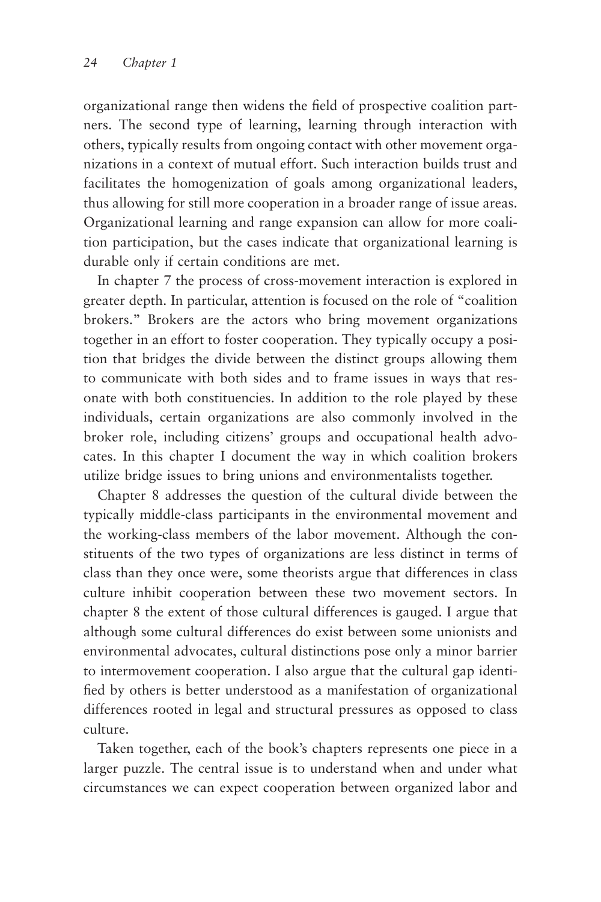organizational range then widens the field of prospective coalition partners. The second type of learning, learning through interaction with others, typically results from ongoing contact with other movement organizations in a context of mutual effort. Such interaction builds trust and facilitates the homogenization of goals among organizational leaders, thus allowing for still more cooperation in a broader range of issue areas. Organizational learning and range expansion can allow for more coalition participation, but the cases indicate that organizational learning is durable only if certain conditions are met.

In chapter 7 the process of cross-movement interaction is explored in greater depth. In particular, attention is focused on the role of "coalition brokers." Brokers are the actors who bring movement organizations together in an effort to foster cooperation. They typically occupy a position that bridges the divide between the distinct groups allowing them to communicate with both sides and to frame issues in ways that resonate with both constituencies. In addition to the role played by these individuals, certain organizations are also commonly involved in the broker role, including citizens' groups and occupational health advocates. In this chapter I document the way in which coalition brokers utilize bridge issues to bring unions and environmentalists together.

Chapter 8 addresses the question of the cultural divide between the typically middle-class participants in the environmental movement and the working-class members of the labor movement. Although the constituents of the two types of organizations are less distinct in terms of class than they once were, some theorists argue that differences in class culture inhibit cooperation between these two movement sectors. In chapter 8 the extent of those cultural differences is gauged. I argue that although some cultural differences do exist between some unionists and environmental advocates, cultural distinctions pose only a minor barrier to intermovement cooperation. I also argue that the cultural gap identified by others is better understood as a manifestation of organizational differences rooted in legal and structural pressures as opposed to class culture.

Taken together, each of the book's chapters represents one piece in a larger puzzle. The central issue is to understand when and under what circumstances we can expect cooperation between organized labor and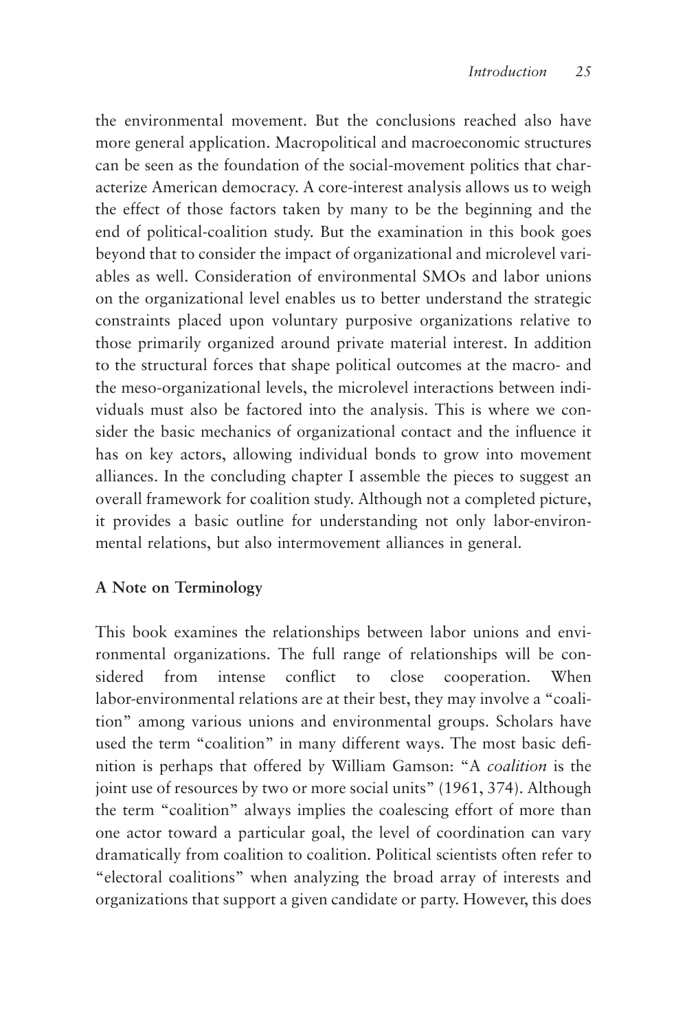the environmental movement. But the conclusions reached also have more general application. Macropolitical and macroeconomic structures can be seen as the foundation of the social-movement politics that characterize American democracy. A core-interest analysis allows us to weigh the effect of those factors taken by many to be the beginning and the end of political-coalition study. But the examination in this book goes beyond that to consider the impact of organizational and microlevel variables as well. Consideration of environmental SMOs and labor unions on the organizational level enables us to better understand the strategic constraints placed upon voluntary purposive organizations relative to those primarily organized around private material interest. In addition to the structural forces that shape political outcomes at the macro- and the meso-organizational levels, the microlevel interactions between individuals must also be factored into the analysis. This is where we consider the basic mechanics of organizational contact and the influence it has on key actors, allowing individual bonds to grow into movement alliances. In the concluding chapter I assemble the pieces to suggest an overall framework for coalition study. Although not a completed picture, it provides a basic outline for understanding not only labor-environmental relations, but also intermovement alliances in general.

## A Note on Terminology

This book examines the relationships between labor unions and environmental organizations. The full range of relationships will be considered from intense conflict to close cooperation. When labor-environmental relations are at their best, they may involve a "coalition" among various unions and environmental groups. Scholars have used the term "coalition" in many different ways. The most basic definition is perhaps that offered by William Gamson: "A *coalition* is the joint use of resources by two or more social units" (1961, 374). Although the term "coalition" always implies the coalescing effort of more than one actor toward a particular goal, the level of coordination can vary dramatically from coalition to coalition. Political scientists often refer to "electoral coalitions" when analyzing the broad array of interests and organizations that support a given candidate or party. However, this does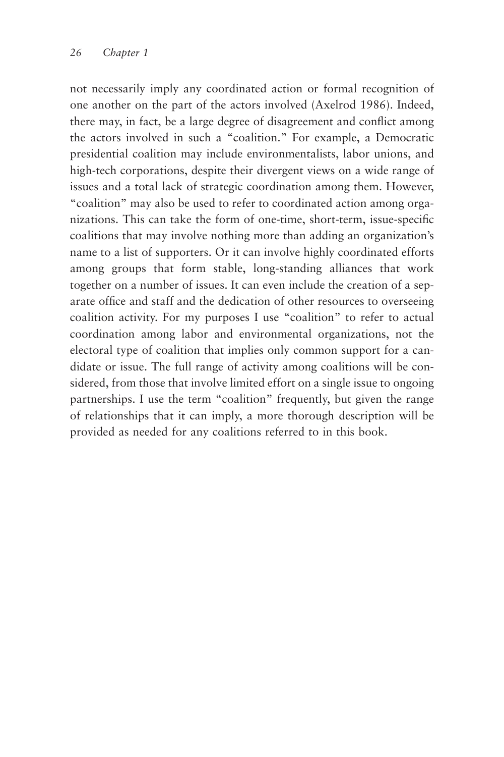not necessarily imply any coordinated action or formal recognition of one another on the part of the actors involved (Axelrod 1986). Indeed, there may, in fact, be a large degree of disagreement and conflict among the actors involved in such a "coalition." For example, a Democratic presidential coalition may include environmentalists, labor unions, and high-tech corporations, despite their divergent views on a wide range of issues and a total lack of strategic coordination among them. However, "coalition" may also be used to refer to coordinated action among organizations. This can take the form of one-time, short-term, issue-specific coalitions that may involve nothing more than adding an organization's name to a list of supporters. Or it can involve highly coordinated efforts among groups that form stable, long-standing alliances that work together on a number of issues. It can even include the creation of a separate office and staff and the dedication of other resources to overseeing coalition activity. For my purposes I use "coalition" to refer to actual coordination among labor and environmental organizations, not the electoral type of coalition that implies only common support for a candidate or issue. The full range of activity among coalitions will be considered, from those that involve limited effort on a single issue to ongoing partnerships. I use the term "coalition" frequently, but given the range of relationships that it can imply, a more thorough description will be provided as needed for any coalitions referred to in this book.